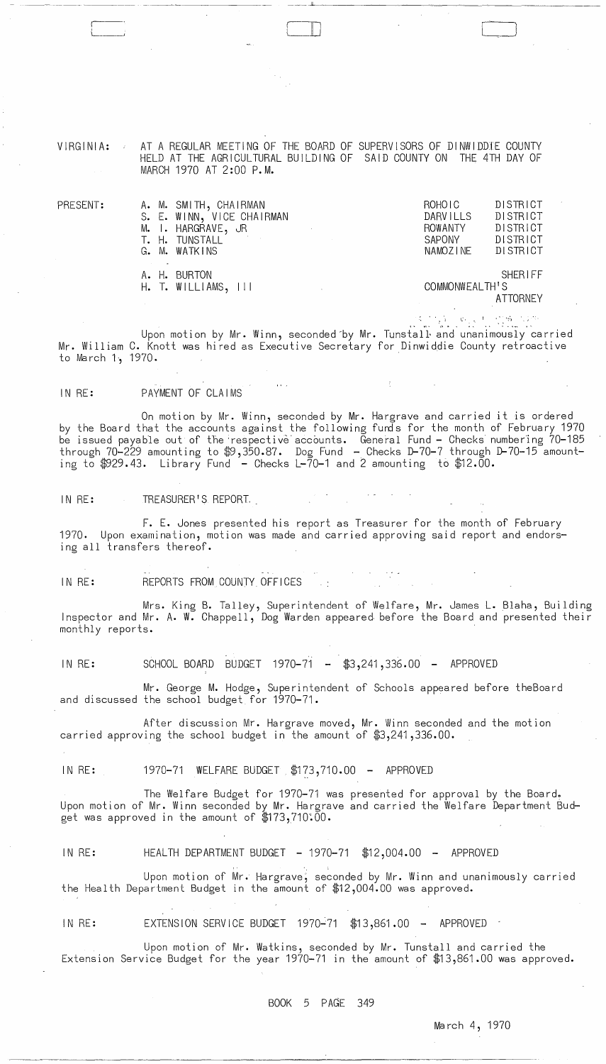VIRGINIA: AT A REGULAR MEETING OF THE BOARD OF SUPERVISORS OF DINWIDDIE COUNTY HELD AT THE AGRICULTURAL BUILDING OF SAID COUNTY ON THE 4TH DAY OF MARCH 1970 AT 2:00 P.M.

| PRESENT: | | |
|---|---|---|
| | A. M. SMITH, CHAIRMAN | ROHOIC DISTRICT |
| | S. E. WINN, VICE CHAIRMAN | DARVILLS DISTRICT |
| | M. I. HARGRAVE, JR | ROWANTY DISTRICT |
| | T. H. TUNSTALL | SAPONY DISTRICT |
| | G. M. WATKINS | NAMOZINE DISTRICT |
| | A. H. BURTON | SHERIFF |
| | H. T. WILLIAMS, III | COMMONWEALTH'S ATTORNEY |

Upon motion by Mr. Winn, seconded by Mr. Tunstall and unanimously carried Mr. William C. Knott was hired as Executive Secretary for Dinwiddie County retroactive to March 1, 1970.

IN RE: PAYMENT OF CLAIMS

On motion by Mr. Winn, seconded by Mr. Hargrave and carried it is ordered by the Board that the accounts against the following funds for the month of February 1970 be issued payable out of the respective accounts. General Fund - Checks numbering 70-185 through 70-229 amounting to $9,350.87. Dog Fund - Checks D-70-7 through D-70-15 amounting to $929.43. Library Fund - Checks L-70-1 and 2 amounting to $12.00.

IN RE: TREASURER'S REPORT

F. E. Jones presented his report as Treasurer for the month of February 1970. Upon examination, motion was made and carried approving said report and endorsing all transfers thereof.

IN RE: REPORTS FROM COUNTY OFFICES

Mrs. King B. Talley, Superintendent of Welfare, Mr. James L. Blaha, Building Inspector and Mr. A. W. Chappell, Dog Warden appeared before the Board and presented their monthly reports.

IN RE: SCHOOL BOARD BUDGET 1970-71 - $3,241,336.00 - APPROVED

Mr. George M. Hodge, Superintendent of Schools appeared before theBoard and discussed the school budget for 1970-71.

After discussion Mr. Hargrave moved, Mr. Winn seconded and the motion carried approving the school budget in the amount of $3,241,336.00.

IN RE: 1970-71 WELFARE BUDGET $173,710.00 - APPROVED

The Welfare Budget for 1970-71 was presented for approval by the Board. Upon motion of Mr. Winn seconded by Mr. Hargrave and carried the Welfare Department Budget was approved in the amount of $173,710.00.

IN RE: HEALTH DEPARTMENT BUDGET - 1970-71 $12,004.00 - APPROVED

Upon motion of Mr. Hargrave, seconded by Mr. Winn and unanimously carried the Health Department Budget in the amount of $12,004.00 was approved.

IN RE: EXTENSION SERVICE BUDGET 1970-71 $13,861.00 - APPROVED

Upon motion of Mr. Watkins, seconded by Mr. Tunstall and carried the Extension Service Budget for the year 1970-71 in the amount of $13,861.00 was approved.

BOOK 5 PAGE 349

March 4, 1970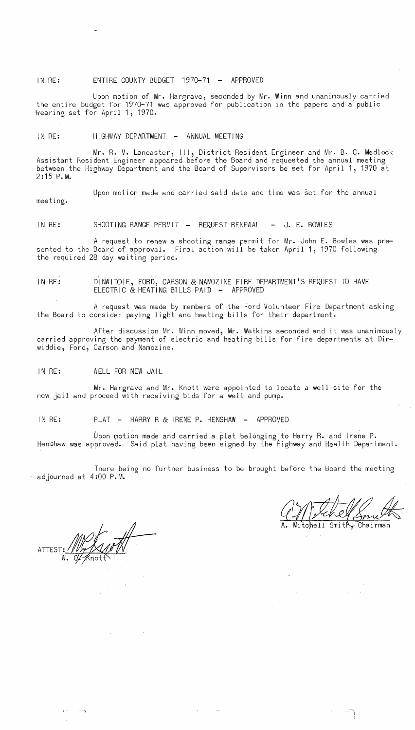IN RE: ENTIRE COUNTY BUDGET 1970-71 - APPROVED

Upon motion of Mr. Hargrave, seconded by Mr. Winn and unanimously carried the entire budget for 1970-71 was approved for publication in the papers and a public hearing set for April 1, 1970.

IN RE: HIGHWAY DEPARTMENT - ANNUAL MEETING

Mr. R. V. Lancaster, III, District Resident Engineer and Mr. B. C. Medlock Assistant Resident Engineer appeared before the Board and requested the annual meeting between the Highway Department and the Board of Supervisors be set for April 1, 1970 at 2:15 P.M.

Upon motion made and carried said date and time was set for the annual meeting.

IN RE: SHOOTING RANGE PERMIT - REQUEST RENEWAL - J. E. BOWLES

A request to renew a shooting range permit for Mr. John E. Bowles was presented to the Board of approval. Final action will be taken April 1, 1970 following the required 28 day waiting period.

IN RE: DINWIDDIE, FORD, CARSON & NAMOZINE FIRE DEPARTMENT'S REQUEST TO HAVE ELECTRIC & HEATING BILLS PAID - APPROVED

A request was made by members of the Ford Volunteer Fire Department asking the Board to consider paying light and heating bills for their department.

After discussion Mr. Winn moved, Mr. Watkins seconded and it was unanimously carried approving the payment of electric and heating bills for fire departments at Dinwiddie, Ford, Carson and Namozine.

IN RE: WELL FOR NEW JAIL

Mr. Hargrave and Mr. Knott were appointed to locate a well site for the new jail and proceed with receiving bids for a well and pump.

IN RE: PLAT - HARRY R & IRENE P. HENSHAW - APPROVED

Upon motion made and carried a plat belonging to Harry R. and Irene P. Henshaw was approved. Said plat having been signed by the Highway and Health Department.

There being no further business to be brought before the Board the meeting adjourned at 4:00 P.M.

A. Mitchell Smith, Chairman

ATTEST: W. C. Knott